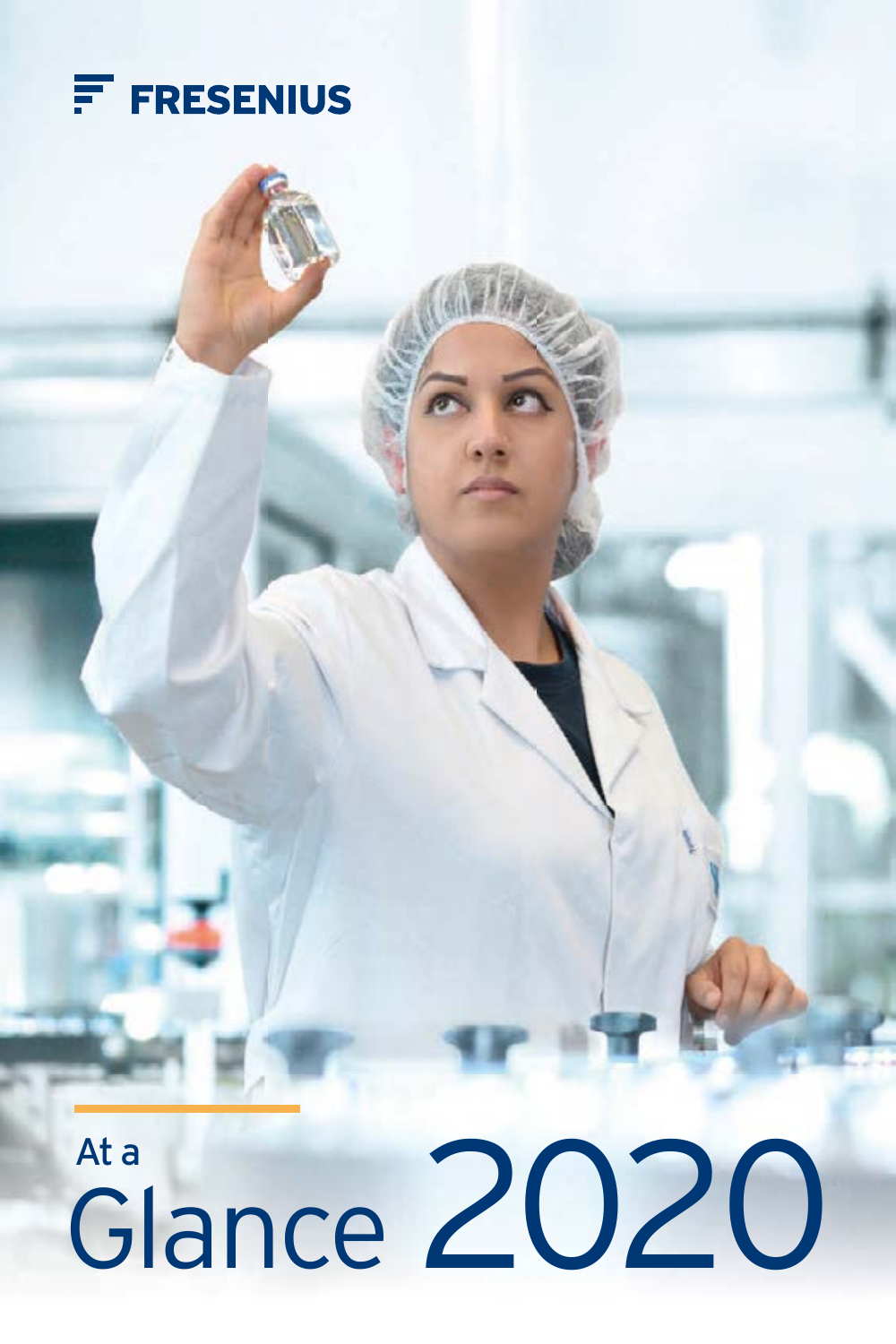FRESENIUS

# At a Glance 2020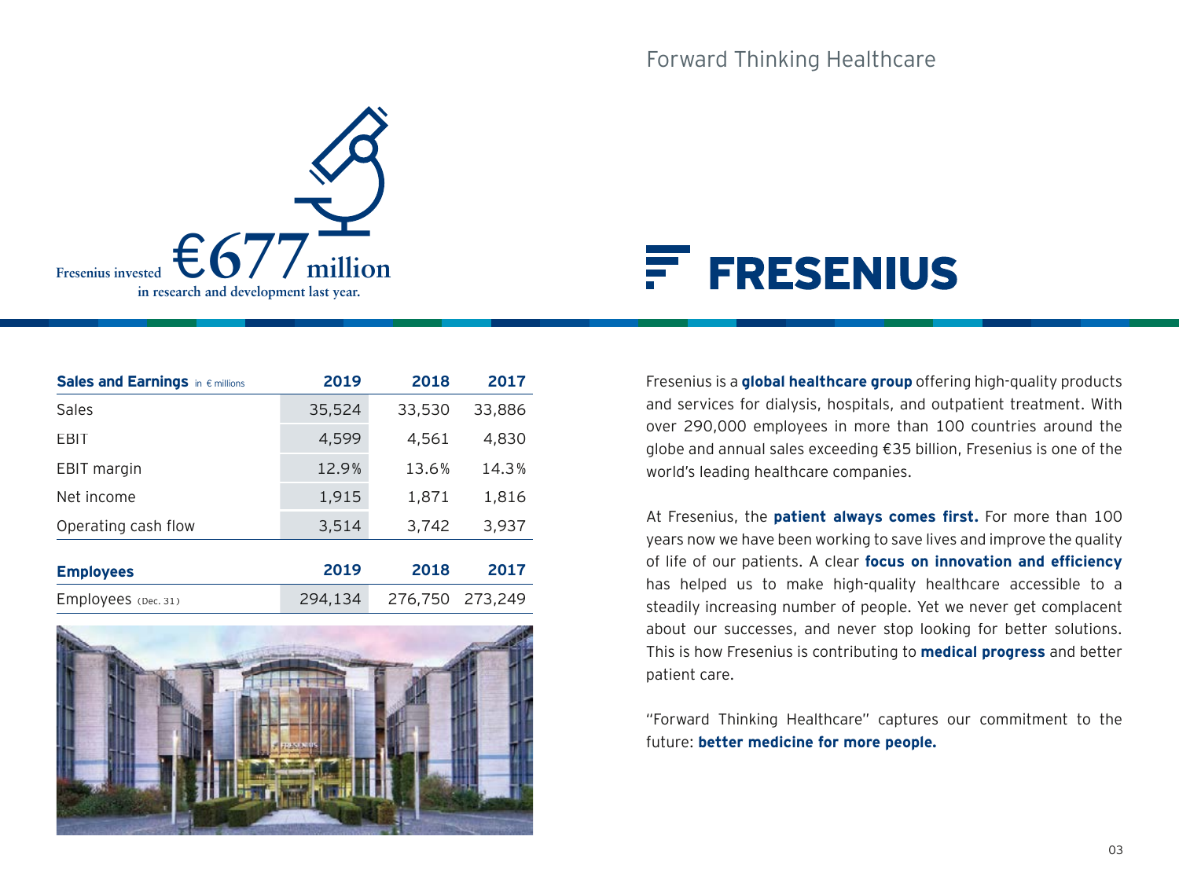Forward Thinking Healthcare

Fresenius invested **€677 million** in research and development last year.

# FRESENIUS

| **Sales and Earnings** in € millions | **2019** | **2018** | **2017** |
|---|---|---|---|
| Sales | 35,524 | 33,530 | 33,886 |
| EBIT | 4,599 | 4,561 | 4,830 |
| EBIT margin | 12.9% | 13.6% | 14.3% |
| Net income | 1,915 | 1,871 | 1,816 |
| Operating cash flow | 3,514 | 3,742 | 3,937 |

| **Employees** | **2019** | **2018** | **2017** |
|---|---|---|---|
| Employees (Dec. 31) | 294,134 | 276,750 | 273,249 |

Fresenius is a **global healthcare group** offering high-quality products and services for dialysis, hospitals, and outpatient treatment. With over 290,000 employees in more than 100 countries around the globe and annual sales exceeding €35 billion, Fresenius is one of the world's leading healthcare companies.

At Fresenius, the **patient always comes first.** For more than 100 years now we have been working to save lives and improve the quality of life of our patients. A clear **focus on innovation and efficiency** has helped us to make high-quality healthcare accessible to a steadily increasing number of people. Yet we never get complacent about our successes, and never stop looking for better solutions. This is how Fresenius is contributing to **medical progress** and better patient care.

"Forward Thinking Healthcare" captures our commitment to the future: **better medicine for more people.**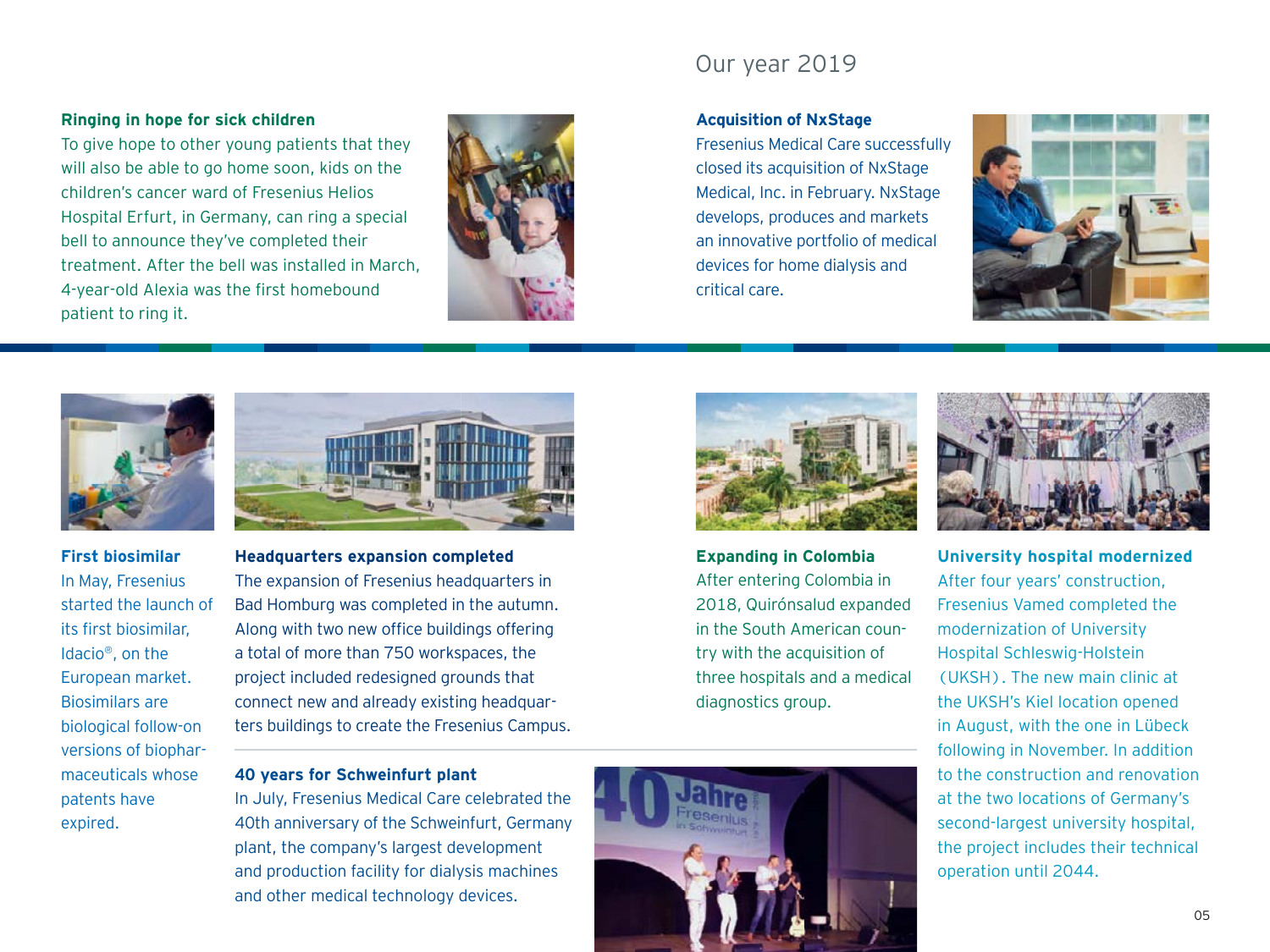# Our year 2019

### Ringing in hope for sick children

To give hope to other young patients that they will also be able to go home soon, kids on the children's cancer ward of Fresenius Helios Hospital Erfurt, in Germany, can ring a special bell to announce they've completed their treatment. After the bell was installed in March, 4-year-old Alexia was the first homebound patient to ring it.

### Acquisition of NxStage

Fresenius Medical Care successfully closed its acquisition of NxStage Medical, Inc. in February. NxStage develops, produces and markets an innovative portfolio of medical devices for home dialysis and critical care.

### First biosimilar

In May, Fresenius started the launch of its first biosimilar, Idacio®, on the European market. Biosimilars are biological follow-on versions of biopharmaceuticals whose patents have expired.

### Headquarters expansion completed

The expansion of Fresenius headquarters in Bad Homburg was completed in the autumn. Along with two new office buildings offering a total of more than 750 workspaces, the project included redesigned grounds that connect new and already existing headquarters buildings to create the Fresenius Campus.

### 40 years for Schweinfurt plant

In July, Fresenius Medical Care celebrated the 40th anniversary of the Schweinfurt, Germany plant, the company's largest development and production facility for dialysis machines and other medical technology devices.

### Expanding in Colombia

After entering Colombia in 2018, Quirónsalud expanded in the South American country with the acquisition of three hospitals and a medical diagnostics group.

### University hospital modernized

After four years' construction, Fresenius Vamed completed the modernization of University Hospital Schleswig-Holstein (UKSH). The new main clinic at the UKSH's Kiel location opened in August, with the one in Lübeck following in November. In addition to the construction and renovation at the two locations of Germany's second-largest university hospital, the project includes their technical operation until 2044.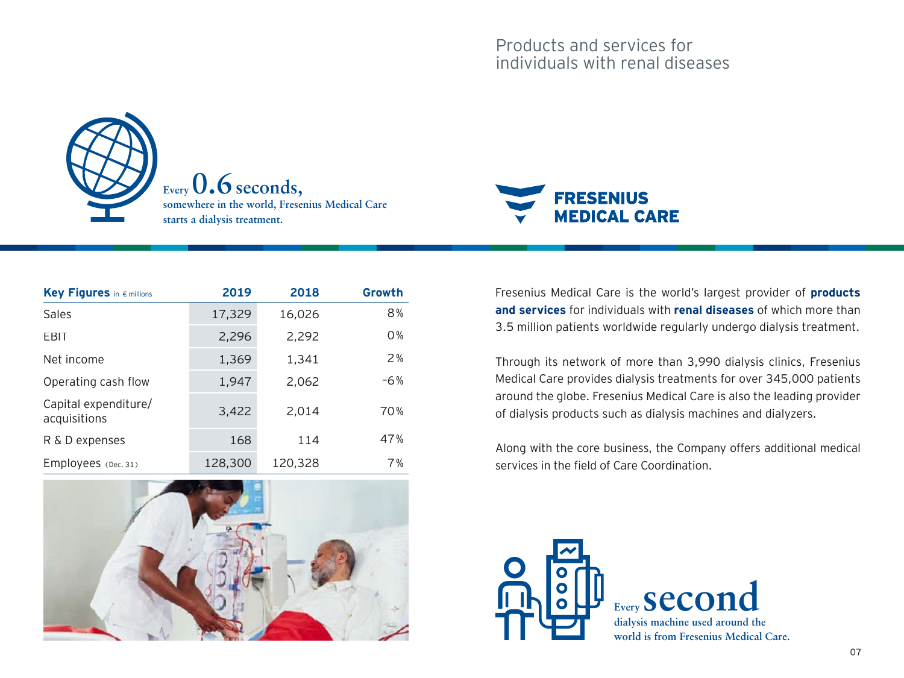## Products and services for individuals with renal diseases

**Every 0.6 seconds,**
**somewhere in the world, Fresenius Medical Care starts a dialysis treatment.**

FRESENIUS MEDICAL CARE

| **Key Figures** in € millions | 2019 | 2018 | Growth |
|---|---|---|---|
| Sales | 17,329 | 16,026 | 8% |
| EBIT | 2,296 | 2,292 | 0% |
| Net income | 1,369 | 1,341 | 2% |
| Operating cash flow | 1,947 | 2,062 | -6% |
| Capital expenditure/ acquisitions | 3,422 | 2,014 | 70% |
| R & D expenses | 168 | 114 | 47% |
| Employees (Dec. 31) | 128,300 | 120,328 | 7% |

Fresenius Medical Care is the world's largest provider of **products and services** for individuals with **renal diseases** of which more than 3.5 million patients worldwide regularly undergo dialysis treatment.

Through its network of more than 3,990 dialysis clinics, Fresenius Medical Care provides dialysis treatments for over 345,000 patients around the globe. Fresenius Medical Care is also the leading provider of dialysis products such as dialysis machines and dialyzers.

Along with the core business, the Company offers additional medical services in the field of Care Coordination.

**Every second**
**dialysis machine used around the world is from Fresenius Medical Care.**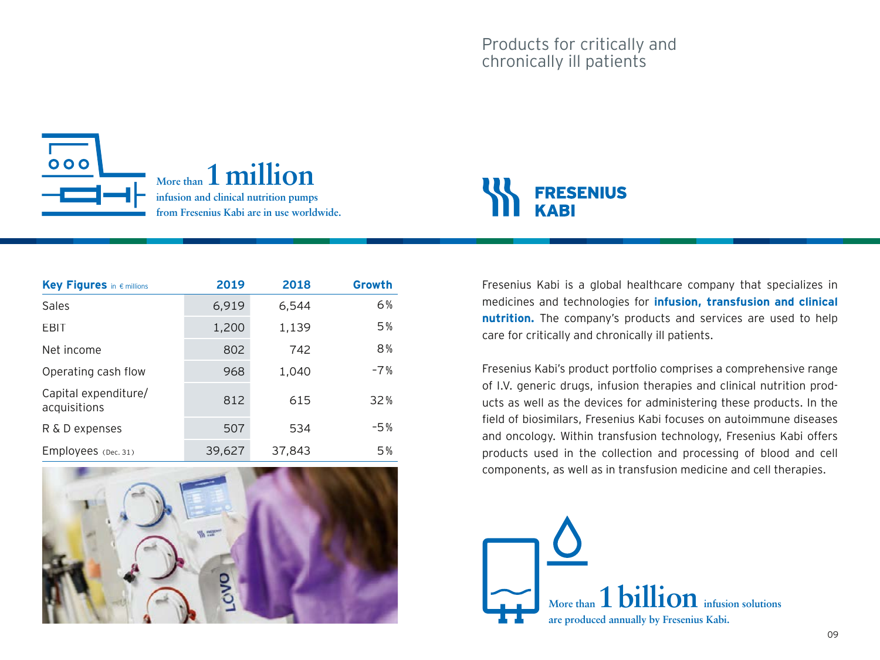# Products for critically and chronically ill patients

More than **1 million** infusion and clinical nutrition pumps from Fresenius Kabi are in use worldwide.

## FRESENIUS KABI

| **Key Figures** in € millions | 2019 | 2018 | Growth |
|---|---|---|---|
| Sales | 6,919 | 6,544 | 6% |
| EBIT | 1,200 | 1,139 | 5% |
| Net income | 802 | 742 | 8% |
| Operating cash flow | 968 | 1,040 | −7% |
| Capital expenditure/ acquisitions | 812 | 615 | 32% |
| R & D expenses | 507 | 534 | −5% |
| Employees (Dec. 31) | 39,627 | 37,843 | 5% |

Fresenius Kabi is a global healthcare company that specializes in medicines and technologies for **infusion, transfusion and clinical nutrition.** The company's products and services are used to help care for critically and chronically ill patients.

Fresenius Kabi's product portfolio comprises a comprehensive range of I.V. generic drugs, infusion therapies and clinical nutrition products as well as the devices for administering these products. In the field of biosimilars, Fresenius Kabi focuses on autoimmune diseases and oncology. Within transfusion technology, Fresenius Kabi offers products used in the collection and processing of blood and cell components, as well as in transfusion medicine and cell therapies.

More than **1 billion** infusion solutions are produced annually by Fresenius Kabi.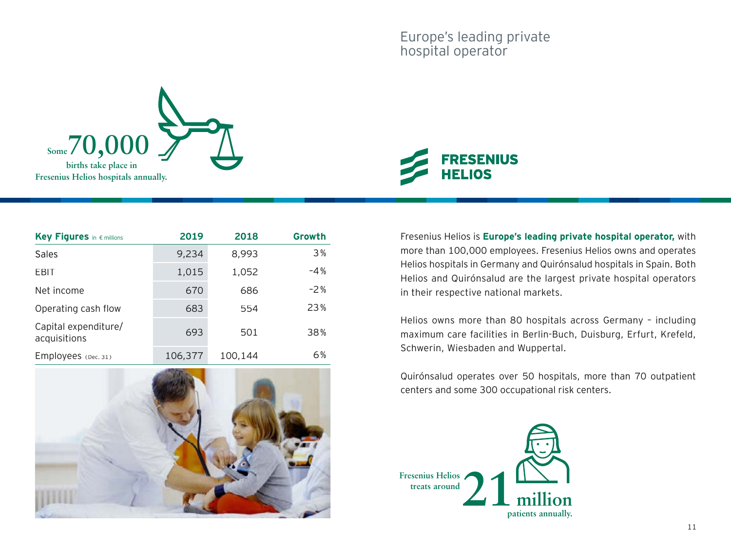# Europe's leading private hospital operator

Some **70,000** births take place in Fresenius Helios hospitals annually.

**FRESENIUS HELIOS**

| **Key Figures** in € millions | 2019 | 2018 | Growth |
|---|---|---|---|
| Sales | 9,234 | 8,993 | 3% |
| EBIT | 1,015 | 1,052 | -4% |
| Net income | 670 | 686 | -2% |
| Operating cash flow | 683 | 554 | 23% |
| Capital expenditure/ acquisitions | 693 | 501 | 38% |
| Employees (Dec. 31) | 106,377 | 100,144 | 6% |

Fresenius Helios is **Europe's leading private hospital operator,** with more than 100,000 employees. Fresenius Helios owns and operates Helios hospitals in Germany and Quirónsalud hospitals in Spain. Both Helios and Quirónsalud are the largest private hospital operators in their respective national markets.

Helios owns more than 80 hospitals across Germany – including maximum care facilities in Berlin-Buch, Duisburg, Erfurt, Krefeld, Schwerin, Wiesbaden and Wuppertal.

Quirónsalud operates over 50 hospitals, more than 70 outpatient centers and some 300 occupational risk centers.

Fresenius Helios treats around **21 million** patients annually.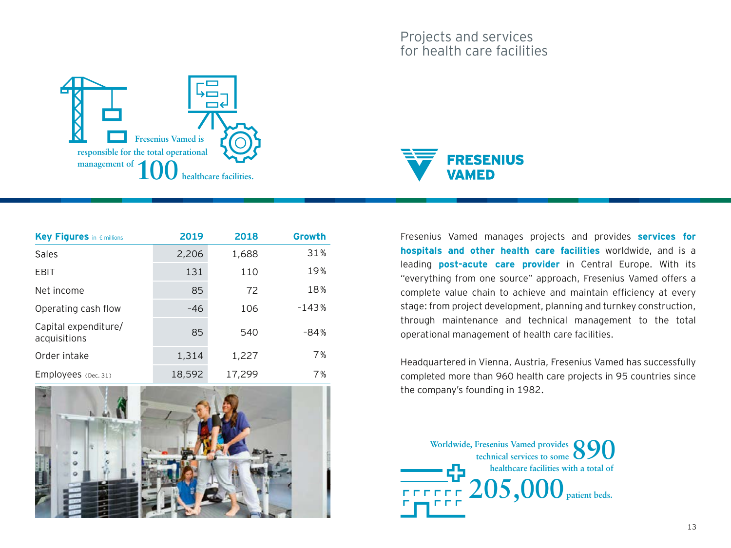# Projects and services for health care facilities

Fresenius Vamed is responsible for the total operational management of **100** healthcare facilities.

**FRESENIUS VAMED**

| Key Figures in € millions | 2019 | 2018 | Growth |
|---|---|---|---|
| Sales | 2,206 | 1,688 | 31% |
| EBIT | 131 | 110 | 19% |
| Net income | 85 | 72 | 18% |
| Operating cash flow | -46 | 106 | -143% |
| Capital expenditure/acquisitions | 85 | 540 | -84% |
| Order intake | 1,314 | 1,227 | 7% |
| Employees (Dec. 31) | 18,592 | 17,299 | 7% |

Fresenius Vamed manages projects and provides **services for hospitals and other health care facilities** worldwide, and is a leading **post-acute care provider** in Central Europe. With its "everything from one source" approach, Fresenius Vamed offers a complete value chain to achieve and maintain efficiency at every stage: from project development, planning and turnkey construction, through maintenance and technical management to the total operational management of health care facilities.

Headquartered in Vienna, Austria, Fresenius Vamed has successfully completed more than 960 health care projects in 95 countries since the company's founding in 1982.

Worldwide, Fresenius Vamed provides technical services to some **890** healthcare facilities with a total of **205,000** patient beds.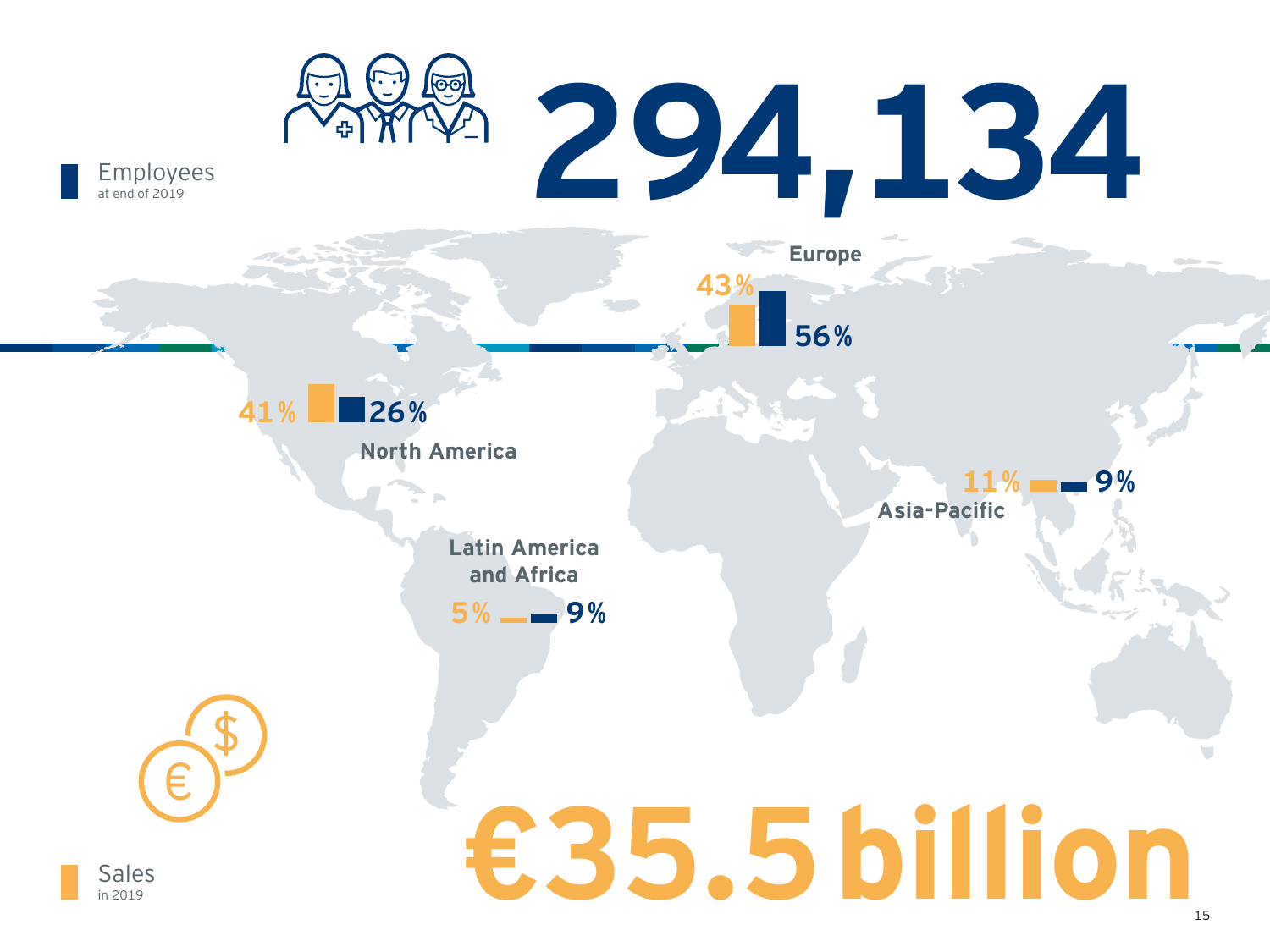# 294,134

**Employees**
at end of 2019

| Region | Sales | Employees |
|---|---|---|
| Europe | 43% | 56% |
| North America | 41% | 26% |
| Asia-Pacific | 11% | 9% |
| Latin America and Africa | 5% | 9% |

# €35.5 billion

**Sales**
in 2019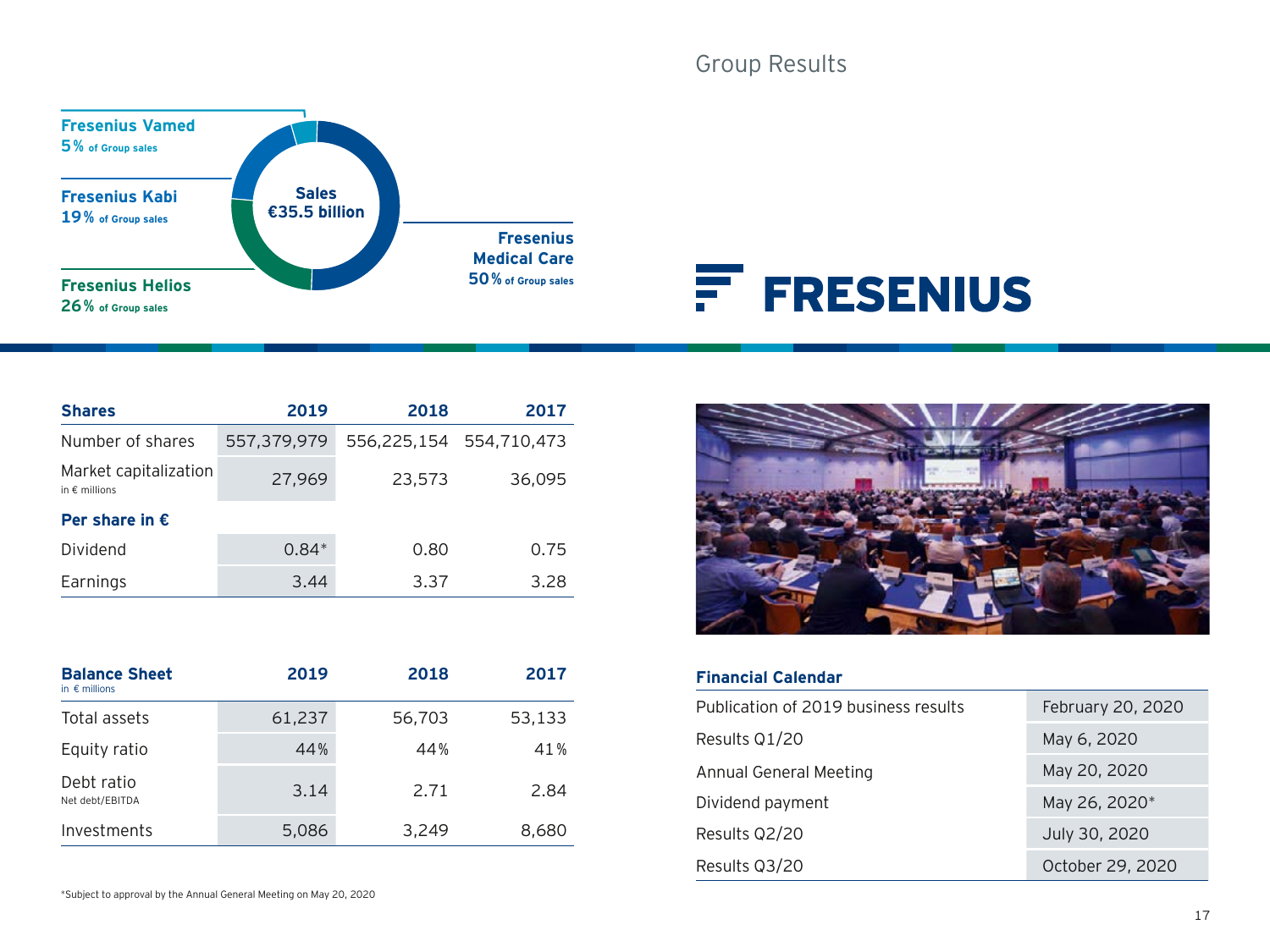# Group Results

**Fresenius Vamed**
5% of Group sales

**Fresenius Kabi**
19% of Group sales

**Fresenius Helios**
26% of Group sales

**Fresenius Medical Care**
50% of Group sales

**Sales €35.5 billion**

FRESENIUS

| Shares | 2019 | 2018 | 2017 |
|---|---|---|---|
| Number of shares | 557,379,979 | 556,225,154 | 554,710,473 |
| Market capitalization in € millions | 27,969 | 23,573 | 36,095 |
| **Per share in €** | | | |
| Dividend | 0.84* | 0.80 | 0.75 |
| Earnings | 3.44 | 3.37 | 3.28 |

| Balance Sheet in € millions | 2019 | 2018 | 2017 |
|---|---|---|---|
| Total assets | 61,237 | 56,703 | 53,133 |
| Equity ratio | 44% | 44% | 41% |
| Debt ratio Net debt/EBITDA | 3.14 | 2.71 | 2.84 |
| Investments | 5,086 | 3,249 | 8,680 |

*Subject to approval by the Annual General Meeting on May 20, 2020

**Financial Calendar**

| | |
|---|---|
| Publication of 2019 business results | February 20, 2020 |
| Results Q1/20 | May 6, 2020 |
| Annual General Meeting | May 20, 2020 |
| Dividend payment | May 26, 2020* |
| Results Q2/20 | July 30, 2020 |
| Results Q3/20 | October 29, 2020 |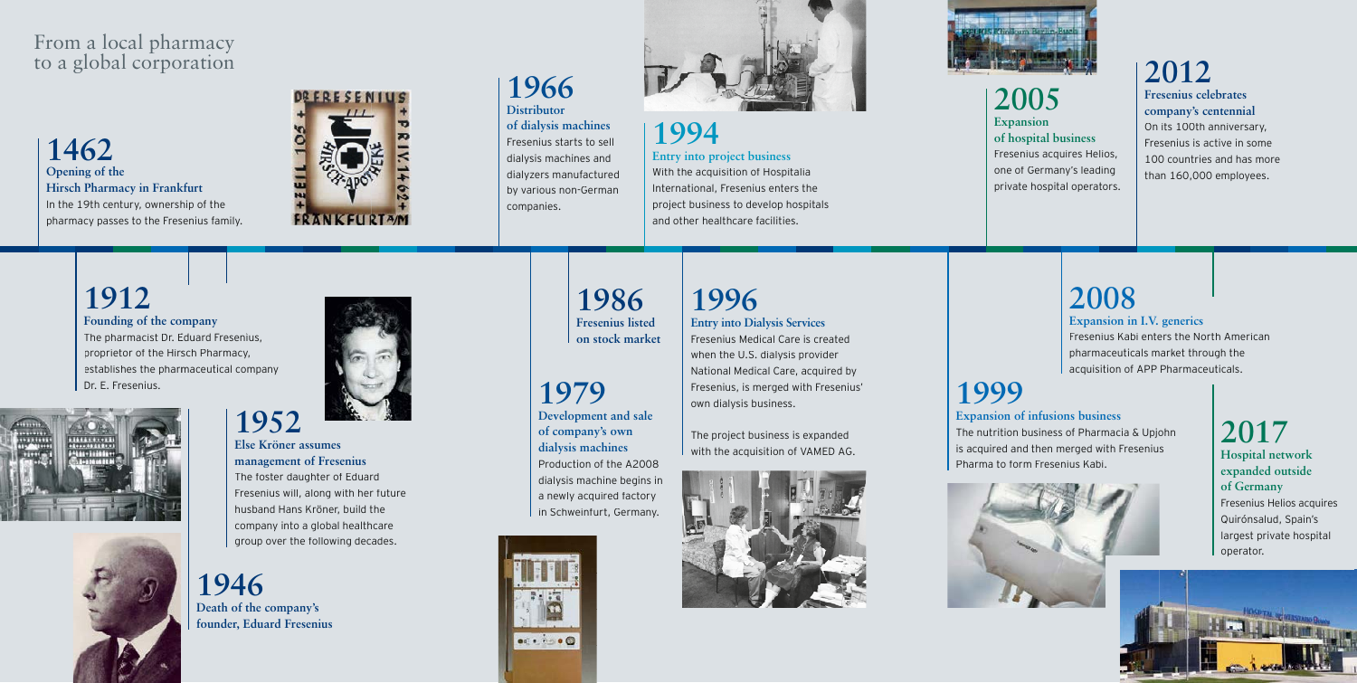# From a local pharmacy to a global corporation

## 1462
**Opening of the Hirsch Pharmacy in Frankfurt**

In the 19th century, ownership of the pharmacy passes to the Fresenius family.

## 1912
**Founding of the company**

The pharmacist Dr. Eduard Fresenius, proprietor of the Hirsch Pharmacy, establishes the pharmaceutical company Dr. E. Fresenius.

## 1946
**Death of the company's founder, Eduard Fresenius**

## 1952
**Else Kröner assumes management of Fresenius**

The foster daughter of Eduard Fresenius will, along with her future husband Hans Kröner, build the company into a global healthcare group over the following decades.

## 1966
**Distributor of dialysis machines**

Fresenius starts to sell dialysis machines and dialyzers manufactured by various non-German companies.

## 1979
**Development and sale of company's own dialysis machines**

Production of the A2008 dialysis machine begins in a newly acquired factory in Schweinfurt, Germany.

## 1986
**Fresenius listed on stock market**

## 1994
**Entry into project business**

With the acquisition of Hospitalia International, Fresenius enters the project business to develop hospitals and other healthcare facilities.

## 1996
**Entry into Dialysis Services**

Fresenius Medical Care is created when the U.S. dialysis provider National Medical Care, acquired by Fresenius, is merged with Fresenius' own dialysis business.

The project business is expanded with the acquisition of VAMED AG.

## 1999
**Expansion of infusions business**

The nutrition business of Pharmacia & Upjohn is acquired and then merged with Fresenius Pharma to form Fresenius Kabi.

## 2005
**Expansion of hospital business**

Fresenius acquires Helios, one of Germany's leading private hospital operators.

## 2008
**Expansion in I.V. generics**

Fresenius Kabi enters the North American pharmaceuticals market through the acquisition of APP Pharmaceuticals.

## 2012
**Fresenius celebrates company's centennial**

On its 100th anniversary, Fresenius is active in some 100 countries and has more than 160,000 employees.

## 2017
**Hospital network expanded outside of Germany**

Fresenius Helios acquires Quirónsalud, Spain's largest private hospital operator.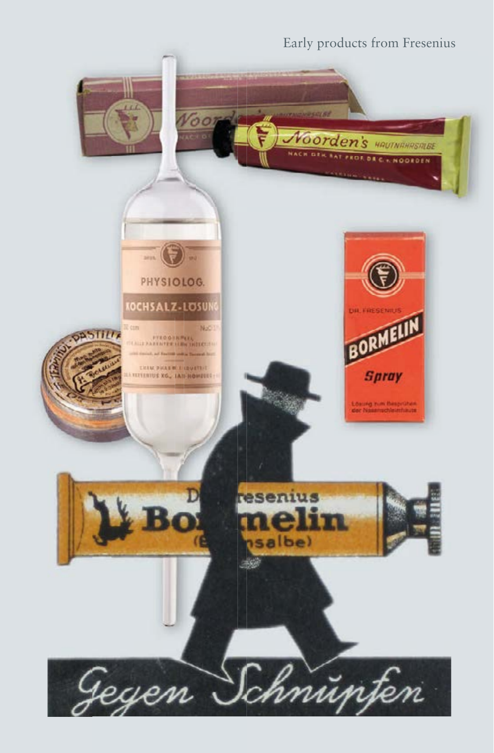Early products from Fresenius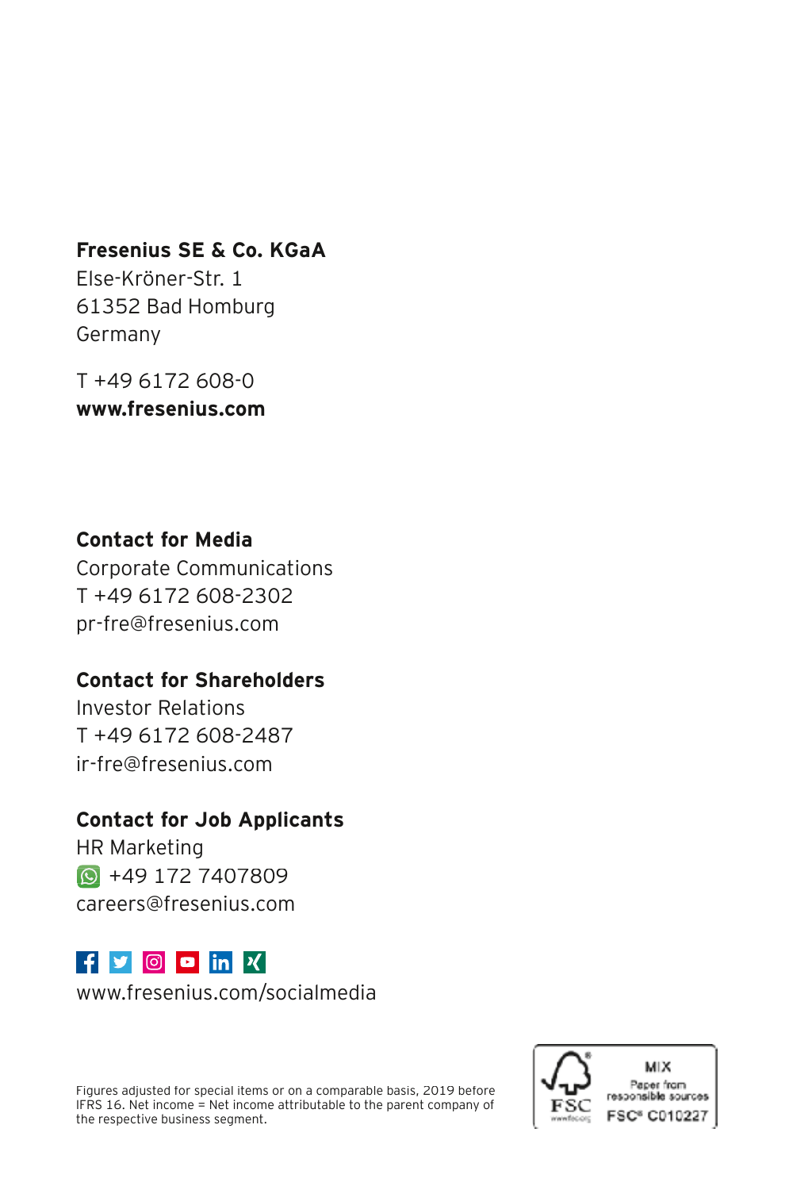**Fresenius SE & Co. KGaA**
Else-Kröner-Str. 1
61352 Bad Homburg
Germany

T +49 6172 608-0
**www.fresenius.com**

**Contact for Media**
Corporate Communications
T +49 6172 608-2302
pr-fre@fresenius.com

**Contact for Shareholders**
Investor Relations
T +49 6172 608-2487
ir-fre@fresenius.com

**Contact for Job Applicants**
HR Marketing
+49 172 7407809
careers@fresenius.com

www.fresenius.com/socialmedia

Figures adjusted for special items or on a comparable basis, 2019 before IFRS 16. Net income = Net income attributable to the parent company of the respective business segment.

FSC
MIX
Paper from responsible sources
FSC® C010227